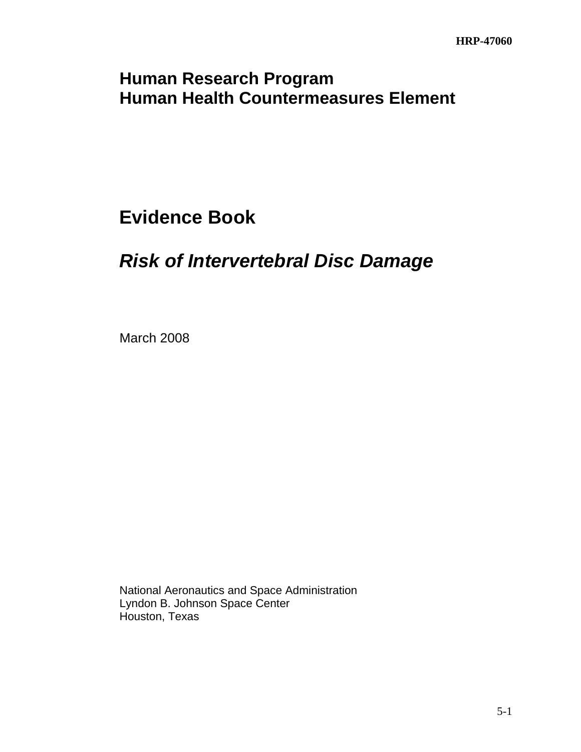HRP-47060

# Human Research Program
# Human Health Countermeasures Element

# Evidence Book

# *Risk of Intervertebral Disc Damage*

March 2008

National Aeronautics and Space Administration
Lyndon B. Johnson Space Center
Houston, Texas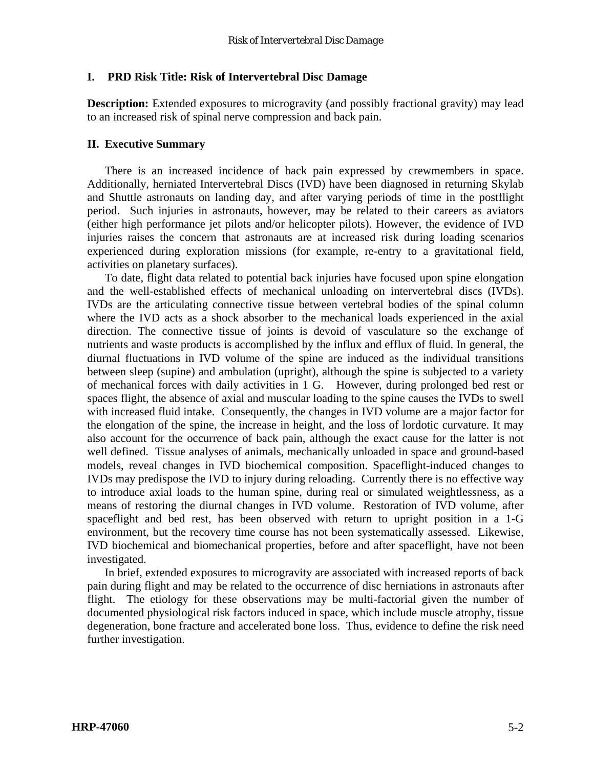## I. PRD Risk Title: Risk of Intervertebral Disc Damage

**Description:** Extended exposures to microgravity (and possibly fractional gravity) may lead to an increased risk of spinal nerve compression and back pain.

## II. Executive Summary

There is an increased incidence of back pain expressed by crewmembers in space. Additionally, herniated Intervertebral Discs (IVD) have been diagnosed in returning Skylab and Shuttle astronauts on landing day, and after varying periods of time in the postflight period. Such injuries in astronauts, however, may be related to their careers as aviators (either high performance jet pilots and/or helicopter pilots). However, the evidence of IVD injuries raises the concern that astronauts are at increased risk during loading scenarios experienced during exploration missions (for example, re-entry to a gravitational field, activities on planetary surfaces).

To date, flight data related to potential back injuries have focused upon spine elongation and the well-established effects of mechanical unloading on intervertebral discs (IVDs). IVDs are the articulating connective tissue between vertebral bodies of the spinal column where the IVD acts as a shock absorber to the mechanical loads experienced in the axial direction. The connective tissue of joints is devoid of vasculature so the exchange of nutrients and waste products is accomplished by the influx and efflux of fluid. In general, the diurnal fluctuations in IVD volume of the spine are induced as the individual transitions between sleep (supine) and ambulation (upright), although the spine is subjected to a variety of mechanical forces with daily activities in 1 G. However, during prolonged bed rest or spaces flight, the absence of axial and muscular loading to the spine causes the IVDs to swell with increased fluid intake. Consequently, the changes in IVD volume are a major factor for the elongation of the spine, the increase in height, and the loss of lordotic curvature. It may also account for the occurrence of back pain, although the exact cause for the latter is not well defined. Tissue analyses of animals, mechanically unloaded in space and ground-based models, reveal changes in IVD biochemical composition. Spaceflight-induced changes to IVDs may predispose the IVD to injury during reloading. Currently there is no effective way to introduce axial loads to the human spine, during real or simulated weightlessness, as a means of restoring the diurnal changes in IVD volume. Restoration of IVD volume, after spaceflight and bed rest, has been observed with return to upright position in a 1-G environment, but the recovery time course has not been systematically assessed. Likewise, IVD biochemical and biomechanical properties, before and after spaceflight, have not been investigated.

In brief, extended exposures to microgravity are associated with increased reports of back pain during flight and may be related to the occurrence of disc herniations in astronauts after flight. The etiology for these observations may be multi-factorial given the number of documented physiological risk factors induced in space, which include muscle atrophy, tissue degeneration, bone fracture and accelerated bone loss. Thus, evidence to define the risk need further investigation.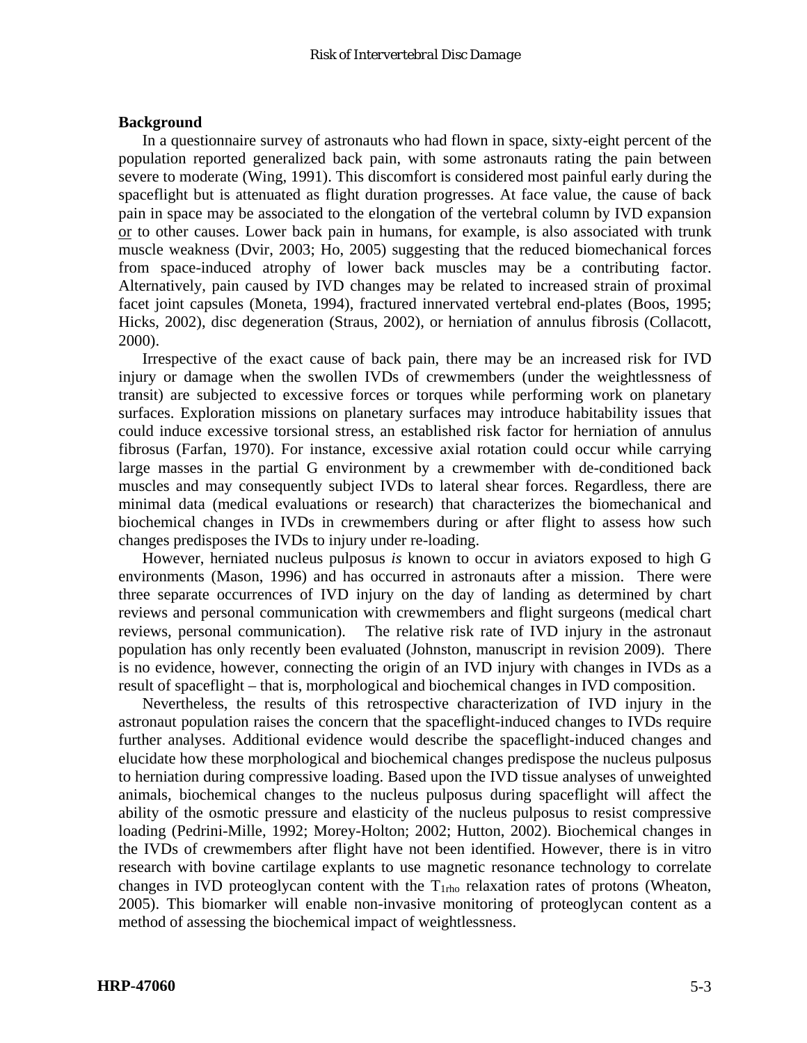**Background**

In a questionnaire survey of astronauts who had flown in space, sixty-eight percent of the population reported generalized back pain, with some astronauts rating the pain between severe to moderate (Wing, 1991). This discomfort is considered most painful early during the spaceflight but is attenuated as flight duration progresses. At face value, the cause of back pain in space may be associated to the elongation of the vertebral column by IVD expansion or to other causes. Lower back pain in humans, for example, is also associated with trunk muscle weakness (Dvir, 2003; Ho, 2005) suggesting that the reduced biomechanical forces from space-induced atrophy of lower back muscles may be a contributing factor. Alternatively, pain caused by IVD changes may be related to increased strain of proximal facet joint capsules (Moneta, 1994), fractured innervated vertebral end-plates (Boos, 1995; Hicks, 2002), disc degeneration (Straus, 2002), or herniation of annulus fibrosis (Collacott, 2000).

Irrespective of the exact cause of back pain, there may be an increased risk for IVD injury or damage when the swollen IVDs of crewmembers (under the weightlessness of transit) are subjected to excessive forces or torques while performing work on planetary surfaces. Exploration missions on planetary surfaces may introduce habitability issues that could induce excessive torsional stress, an established risk factor for herniation of annulus fibrosus (Farfan, 1970). For instance, excessive axial rotation could occur while carrying large masses in the partial G environment by a crewmember with de-conditioned back muscles and may consequently subject IVDs to lateral shear forces. Regardless, there are minimal data (medical evaluations or research) that characterizes the biomechanical and biochemical changes in IVDs in crewmembers during or after flight to assess how such changes predisposes the IVDs to injury under re-loading.

However, herniated nucleus pulposus *is* known to occur in aviators exposed to high G environments (Mason, 1996) and has occurred in astronauts after a mission. There were three separate occurrences of IVD injury on the day of landing as determined by chart reviews and personal communication with crewmembers and flight surgeons (medical chart reviews, personal communication). The relative risk rate of IVD injury in the astronaut population has only recently been evaluated (Johnston, manuscript in revision 2009). There is no evidence, however, connecting the origin of an IVD injury with changes in IVDs as a result of spaceflight – that is, morphological and biochemical changes in IVD composition.

Nevertheless, the results of this retrospective characterization of IVD injury in the astronaut population raises the concern that the spaceflight-induced changes to IVDs require further analyses. Additional evidence would describe the spaceflight-induced changes and elucidate how these morphological and biochemical changes predispose the nucleus pulposus to herniation during compressive loading. Based upon the IVD tissue analyses of unweighted animals, biochemical changes to the nucleus pulposus during spaceflight will affect the ability of the osmotic pressure and elasticity of the nucleus pulposus to resist compressive loading (Pedrini-Mille, 1992; Morey-Holton; 2002; Hutton, 2002). Biochemical changes in the IVDs of crewmembers after flight have not been identified. However, there is in vitro research with bovine cartilage explants to use magnetic resonance technology to correlate changes in IVD proteoglycan content with the $T_{1rho}$ relaxation rates of protons (Wheaton, 2005). This biomarker will enable non-invasive monitoring of proteoglycan content as a method of assessing the biochemical impact of weightlessness.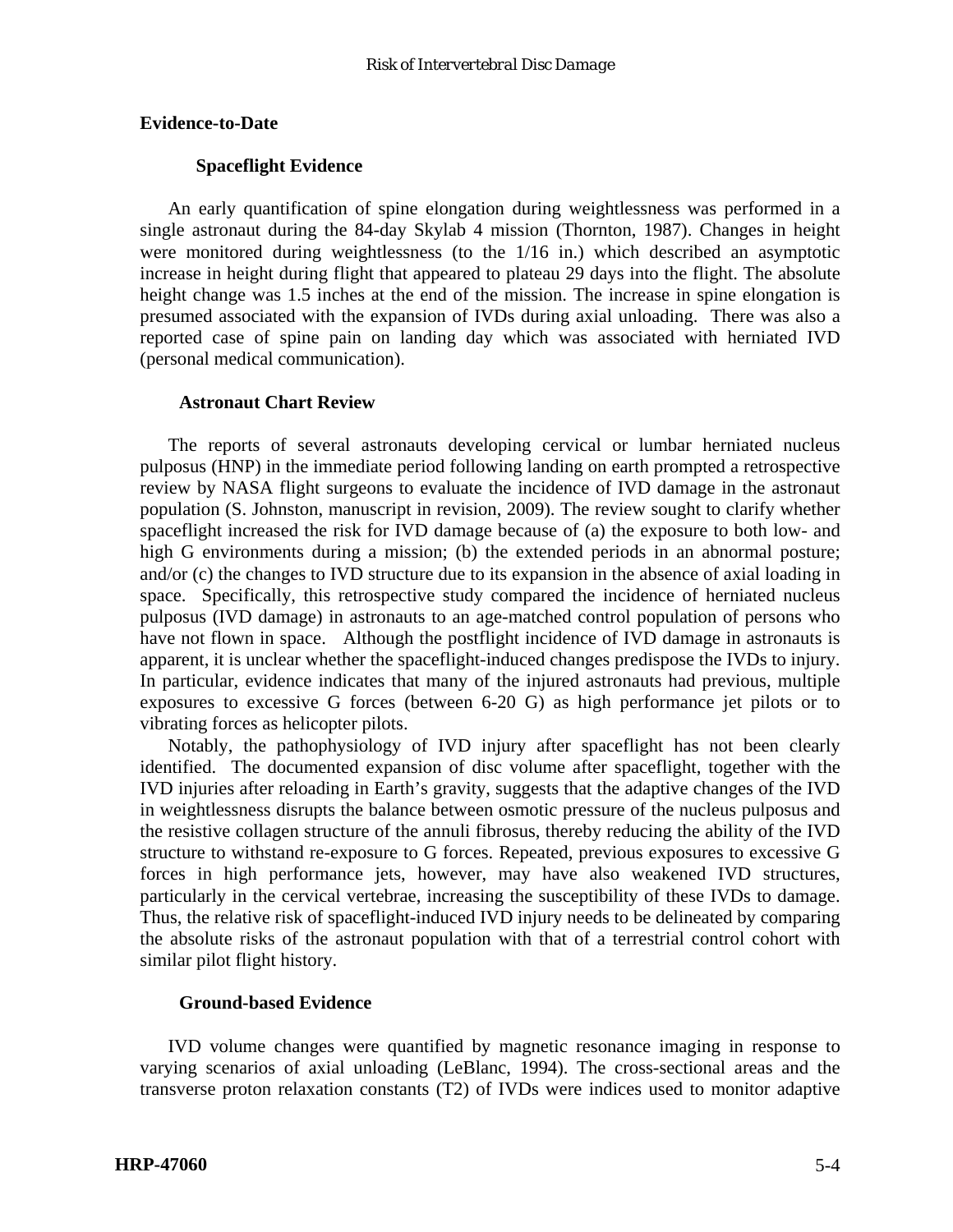## Evidence-to-Date

### Spaceflight Evidence

An early quantification of spine elongation during weightlessness was performed in a single astronaut during the 84-day Skylab 4 mission (Thornton, 1987). Changes in height were monitored during weightlessness (to the 1/16 in.) which described an asymptotic increase in height during flight that appeared to plateau 29 days into the flight. The absolute height change was 1.5 inches at the end of the mission. The increase in spine elongation is presumed associated with the expansion of IVDs during axial unloading. There was also a reported case of spine pain on landing day which was associated with herniated IVD (personal medical communication).

### Astronaut Chart Review

The reports of several astronauts developing cervical or lumbar herniated nucleus pulposus (HNP) in the immediate period following landing on earth prompted a retrospective review by NASA flight surgeons to evaluate the incidence of IVD damage in the astronaut population (S. Johnston, manuscript in revision, 2009). The review sought to clarify whether spaceflight increased the risk for IVD damage because of (a) the exposure to both low- and high G environments during a mission; (b) the extended periods in an abnormal posture; and/or (c) the changes to IVD structure due to its expansion in the absence of axial loading in space. Specifically, this retrospective study compared the incidence of herniated nucleus pulposus (IVD damage) in astronauts to an age-matched control population of persons who have not flown in space. Although the postflight incidence of IVD damage in astronauts is apparent, it is unclear whether the spaceflight-induced changes predispose the IVDs to injury. In particular, evidence indicates that many of the injured astronauts had previous, multiple exposures to excessive G forces (between 6-20 G) as high performance jet pilots or to vibrating forces as helicopter pilots.

Notably, the pathophysiology of IVD injury after spaceflight has not been clearly identified. The documented expansion of disc volume after spaceflight, together with the IVD injuries after reloading in Earth's gravity, suggests that the adaptive changes of the IVD in weightlessness disrupts the balance between osmotic pressure of the nucleus pulposus and the resistive collagen structure of the annuli fibrosus, thereby reducing the ability of the IVD structure to withstand re-exposure to G forces. Repeated, previous exposures to excessive G forces in high performance jets, however, may have also weakened IVD structures, particularly in the cervical vertebrae, increasing the susceptibility of these IVDs to damage. Thus, the relative risk of spaceflight-induced IVD injury needs to be delineated by comparing the absolute risks of the astronaut population with that of a terrestrial control cohort with similar pilot flight history.

### Ground-based Evidence

IVD volume changes were quantified by magnetic resonance imaging in response to varying scenarios of axial unloading (LeBlanc, 1994). The cross-sectional areas and the transverse proton relaxation constants (T2) of IVDs were indices used to monitor adaptive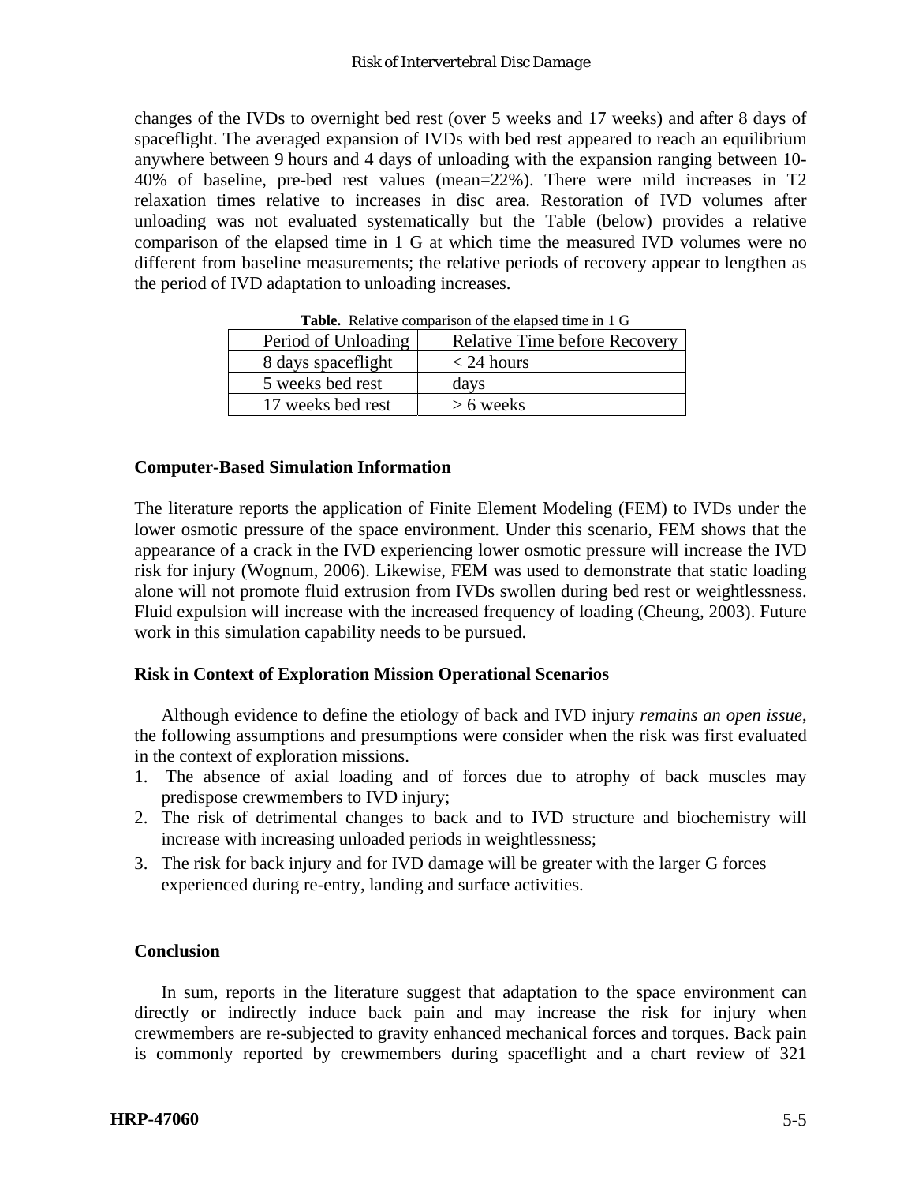changes of the IVDs to overnight bed rest (over 5 weeks and 17 weeks) and after 8 days of spaceflight. The averaged expansion of IVDs with bed rest appeared to reach an equilibrium anywhere between 9 hours and 4 days of unloading with the expansion ranging between 10-40% of baseline, pre-bed rest values (mean=22%). There were mild increases in T2 relaxation times relative to increases in disc area. Restoration of IVD volumes after unloading was not evaluated systematically but the Table (below) provides a relative comparison of the elapsed time in 1 G at which time the measured IVD volumes were no different from baseline measurements; the relative periods of recovery appear to lengthen as the period of IVD adaptation to unloading increases.

**Table.** Relative comparison of the elapsed time in 1 G

| Period of Unloading | Relative Time before Recovery |
|---|---|
| 8 days spaceflight | < 24 hours |
| 5 weeks bed rest | days |
| 17 weeks bed rest | > 6 weeks |

### Computer-Based Simulation Information

The literature reports the application of Finite Element Modeling (FEM) to IVDs under the lower osmotic pressure of the space environment. Under this scenario, FEM shows that the appearance of a crack in the IVD experiencing lower osmotic pressure will increase the IVD risk for injury (Wognum, 2006). Likewise, FEM was used to demonstrate that static loading alone will not promote fluid extrusion from IVDs swollen during bed rest or weightlessness. Fluid expulsion will increase with the increased frequency of loading (Cheung, 2003). Future work in this simulation capability needs to be pursued.

### Risk in Context of Exploration Mission Operational Scenarios

Although evidence to define the etiology of back and IVD injury *remains an open issue*, the following assumptions and presumptions were consider when the risk was first evaluated in the context of exploration missions.

1. The absence of axial loading and of forces due to atrophy of back muscles may predispose crewmembers to IVD injury;
2. The risk of detrimental changes to back and to IVD structure and biochemistry will increase with increasing unloaded periods in weightlessness;
3. The risk for back injury and for IVD damage will be greater with the larger G forces experienced during re-entry, landing and surface activities.

### Conclusion

In sum, reports in the literature suggest that adaptation to the space environment can directly or indirectly induce back pain and may increase the risk for injury when crewmembers are re-subjected to gravity enhanced mechanical forces and torques. Back pain is commonly reported by crewmembers during spaceflight and a chart review of 321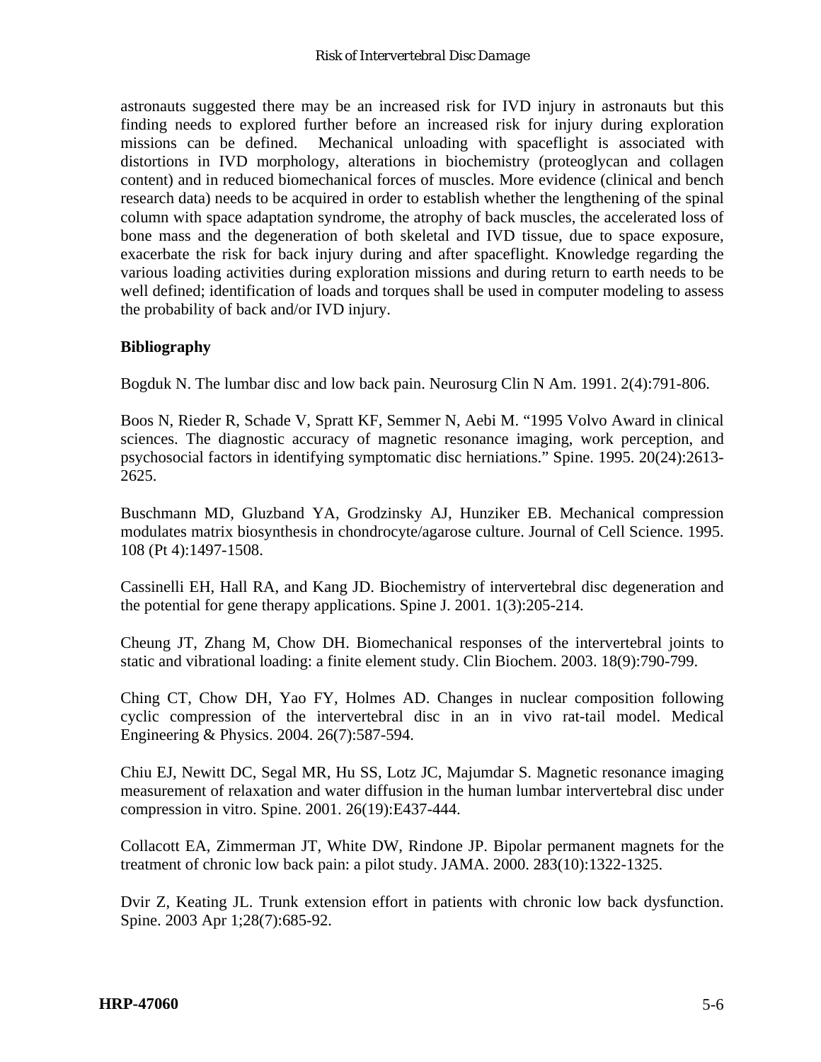astronauts suggested there may be an increased risk for IVD injury in astronauts but this finding needs to explored further before an increased risk for injury during exploration missions can be defined. Mechanical unloading with spaceflight is associated with distortions in IVD morphology, alterations in biochemistry (proteoglycan and collagen content) and in reduced biomechanical forces of muscles. More evidence (clinical and bench research data) needs to be acquired in order to establish whether the lengthening of the spinal column with space adaptation syndrome, the atrophy of back muscles, the accelerated loss of bone mass and the degeneration of both skeletal and IVD tissue, due to space exposure, exacerbate the risk for back injury during and after spaceflight. Knowledge regarding the various loading activities during exploration missions and during return to earth needs to be well defined; identification of loads and torques shall be used in computer modeling to assess the probability of back and/or IVD injury.

**Bibliography**

Bogduk N. The lumbar disc and low back pain. Neurosurg Clin N Am. 1991. 2(4):791-806.

Boos N, Rieder R, Schade V, Spratt KF, Semmer N, Aebi M. "1995 Volvo Award in clinical sciences. The diagnostic accuracy of magnetic resonance imaging, work perception, and psychosocial factors in identifying symptomatic disc herniations." Spine. 1995. 20(24):2613-2625.

Buschmann MD, Gluzband YA, Grodzinsky AJ, Hunziker EB. Mechanical compression modulates matrix biosynthesis in chondrocyte/agarose culture. Journal of Cell Science. 1995. 108 (Pt 4):1497-1508.

Cassinelli EH, Hall RA, and Kang JD. Biochemistry of intervertebral disc degeneration and the potential for gene therapy applications. Spine J. 2001. 1(3):205-214.

Cheung JT, Zhang M, Chow DH. Biomechanical responses of the intervertebral joints to static and vibrational loading: a finite element study. Clin Biochem. 2003. 18(9):790-799.

Ching CT, Chow DH, Yao FY, Holmes AD. Changes in nuclear composition following cyclic compression of the intervertebral disc in an in vivo rat-tail model. Medical Engineering & Physics. 2004. 26(7):587-594.

Chiu EJ, Newitt DC, Segal MR, Hu SS, Lotz JC, Majumdar S. Magnetic resonance imaging measurement of relaxation and water diffusion in the human lumbar intervertebral disc under compression in vitro. Spine. 2001. 26(19):E437-444.

Collacott EA, Zimmerman JT, White DW, Rindone JP. Bipolar permanent magnets for the treatment of chronic low back pain: a pilot study. JAMA. 2000. 283(10):1322-1325.

Dvir Z, Keating JL. Trunk extension effort in patients with chronic low back dysfunction. Spine. 2003 Apr 1;28(7):685-92.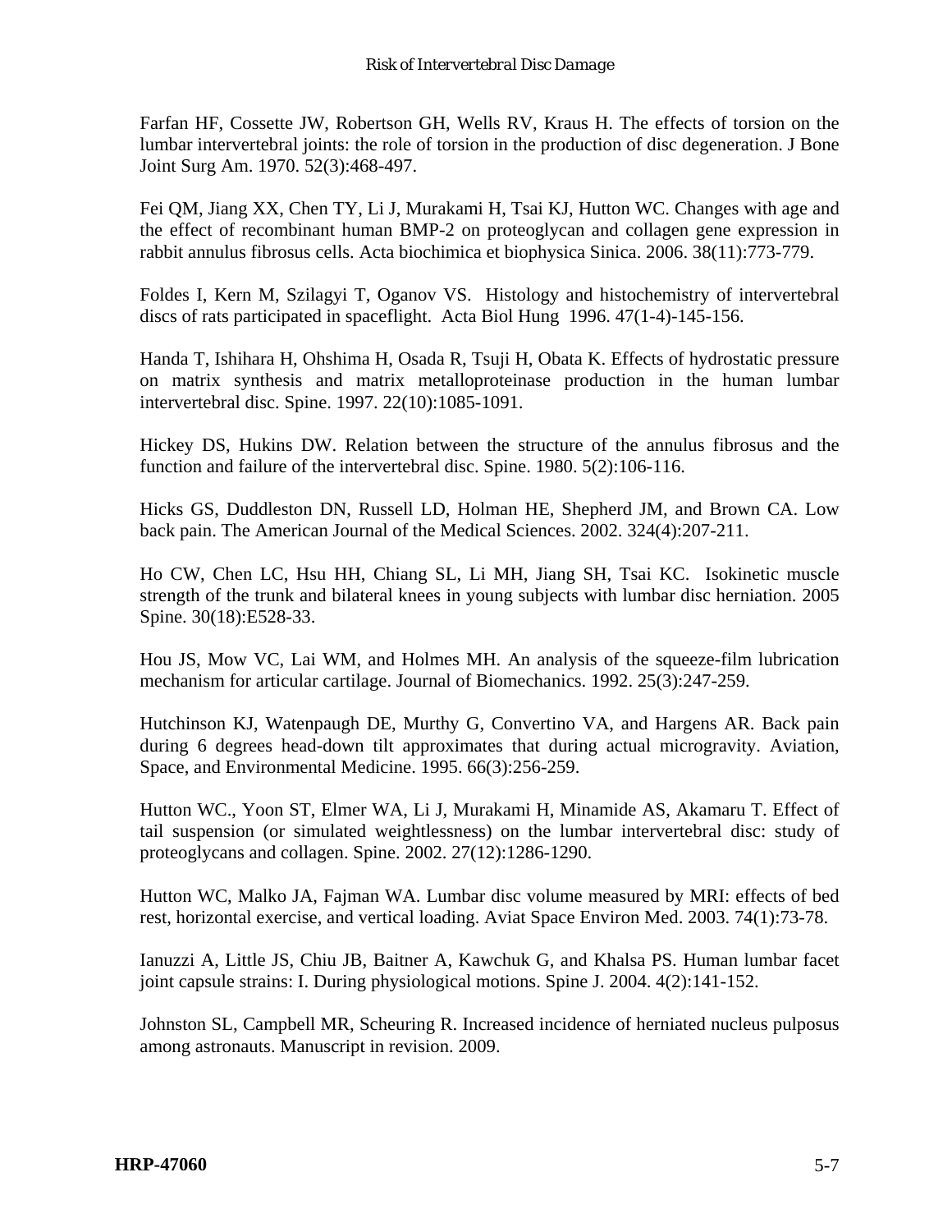Farfan HF, Cossette JW, Robertson GH, Wells RV, Kraus H. The effects of torsion on the lumbar intervertebral joints: the role of torsion in the production of disc degeneration. J Bone Joint Surg Am. 1970. 52(3):468-497.

Fei QM, Jiang XX, Chen TY, Li J, Murakami H, Tsai KJ, Hutton WC. Changes with age and the effect of recombinant human BMP-2 on proteoglycan and collagen gene expression in rabbit annulus fibrosus cells. Acta biochimica et biophysica Sinica. 2006. 38(11):773-779.

Foldes I, Kern M, Szilagyi T, Oganov VS. Histology and histochemistry of intervertebral discs of rats participated in spaceflight. Acta Biol Hung 1996. 47(1-4)-145-156.

Handa T, Ishihara H, Ohshima H, Osada R, Tsuji H, Obata K. Effects of hydrostatic pressure on matrix synthesis and matrix metalloproteinase production in the human lumbar intervertebral disc. Spine. 1997. 22(10):1085-1091.

Hickey DS, Hukins DW. Relation between the structure of the annulus fibrosus and the function and failure of the intervertebral disc. Spine. 1980. 5(2):106-116.

Hicks GS, Duddleston DN, Russell LD, Holman HE, Shepherd JM, and Brown CA. Low back pain. The American Journal of the Medical Sciences. 2002. 324(4):207-211.

Ho CW, Chen LC, Hsu HH, Chiang SL, Li MH, Jiang SH, Tsai KC. Isokinetic muscle strength of the trunk and bilateral knees in young subjects with lumbar disc herniation. 2005 Spine. 30(18):E528-33.

Hou JS, Mow VC, Lai WM, and Holmes MH. An analysis of the squeeze-film lubrication mechanism for articular cartilage. Journal of Biomechanics. 1992. 25(3):247-259.

Hutchinson KJ, Watenpaugh DE, Murthy G, Convertino VA, and Hargens AR. Back pain during 6 degrees head-down tilt approximates that during actual microgravity. Aviation, Space, and Environmental Medicine. 1995. 66(3):256-259.

Hutton WC., Yoon ST, Elmer WA, Li J, Murakami H, Minamide AS, Akamaru T. Effect of tail suspension (or simulated weightlessness) on the lumbar intervertebral disc: study of proteoglycans and collagen. Spine. 2002. 27(12):1286-1290.

Hutton WC, Malko JA, Fajman WA. Lumbar disc volume measured by MRI: effects of bed rest, horizontal exercise, and vertical loading. Aviat Space Environ Med. 2003. 74(1):73-78.

Ianuzzi A, Little JS, Chiu JB, Baitner A, Kawchuk G, and Khalsa PS. Human lumbar facet joint capsule strains: I. During physiological motions. Spine J. 2004. 4(2):141-152.

Johnston SL, Campbell MR, Scheuring R. Increased incidence of herniated nucleus pulposus among astronauts. Manuscript in revision. 2009.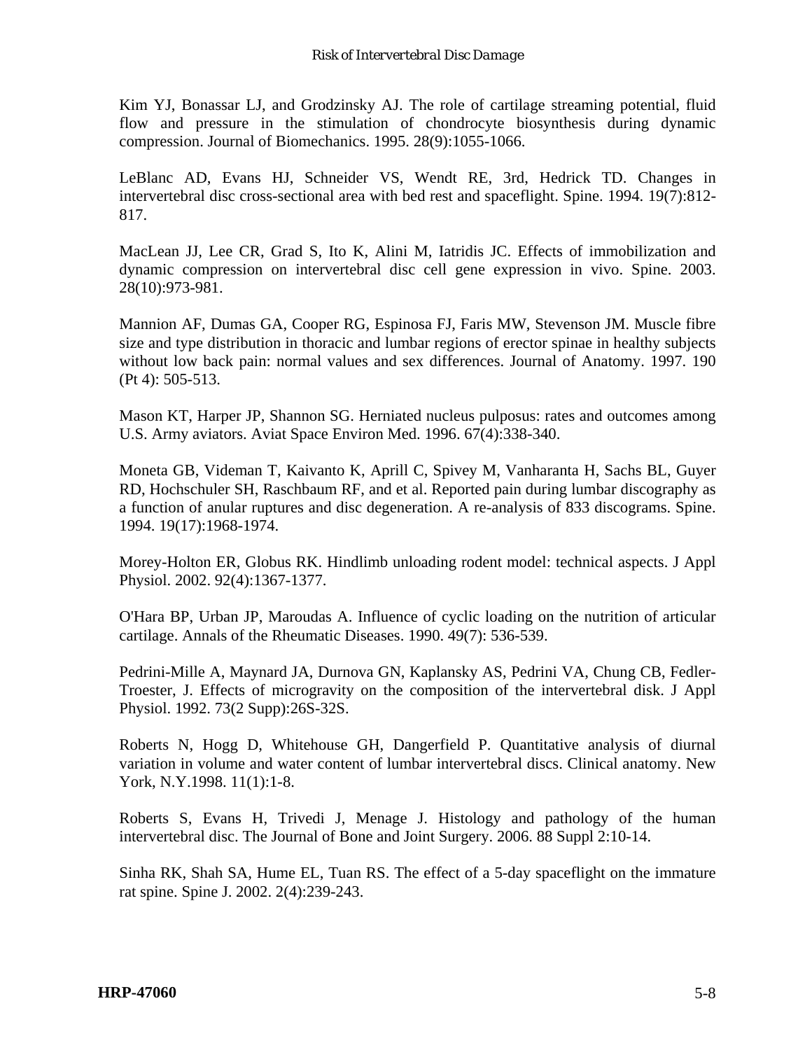Kim YJ, Bonassar LJ, and Grodzinsky AJ. The role of cartilage streaming potential, fluid flow and pressure in the stimulation of chondrocyte biosynthesis during dynamic compression. Journal of Biomechanics. 1995. 28(9):1055-1066.

LeBlanc AD, Evans HJ, Schneider VS, Wendt RE, 3rd, Hedrick TD. Changes in intervertebral disc cross-sectional area with bed rest and spaceflight. Spine. 1994. 19(7):812-817.

MacLean JJ, Lee CR, Grad S, Ito K, Alini M, Iatridis JC. Effects of immobilization and dynamic compression on intervertebral disc cell gene expression in vivo. Spine. 2003. 28(10):973-981.

Mannion AF, Dumas GA, Cooper RG, Espinosa FJ, Faris MW, Stevenson JM. Muscle fibre size and type distribution in thoracic and lumbar regions of erector spinae in healthy subjects without low back pain: normal values and sex differences. Journal of Anatomy. 1997. 190 (Pt 4): 505-513.

Mason KT, Harper JP, Shannon SG. Herniated nucleus pulposus: rates and outcomes among U.S. Army aviators. Aviat Space Environ Med. 1996. 67(4):338-340.

Moneta GB, Videman T, Kaivanto K, Aprill C, Spivey M, Vanharanta H, Sachs BL, Guyer RD, Hochschuler SH, Raschbaum RF, and et al. Reported pain during lumbar discography as a function of anular ruptures and disc degeneration. A re-analysis of 833 discograms. Spine. 1994. 19(17):1968-1974.

Morey-Holton ER, Globus RK. Hindlimb unloading rodent model: technical aspects. J Appl Physiol. 2002. 92(4):1367-1377.

O'Hara BP, Urban JP, Maroudas A. Influence of cyclic loading on the nutrition of articular cartilage. Annals of the Rheumatic Diseases. 1990. 49(7): 536-539.

Pedrini-Mille A, Maynard JA, Durnova GN, Kaplansky AS, Pedrini VA, Chung CB, Fedler-Troester, J. Effects of microgravity on the composition of the intervertebral disk. J Appl Physiol. 1992. 73(2 Supp):26S-32S.

Roberts N, Hogg D, Whitehouse GH, Dangerfield P. Quantitative analysis of diurnal variation in volume and water content of lumbar intervertebral discs. Clinical anatomy. New York, N.Y.1998. 11(1):1-8.

Roberts S, Evans H, Trivedi J, Menage J. Histology and pathology of the human intervertebral disc. The Journal of Bone and Joint Surgery. 2006. 88 Suppl 2:10-14.

Sinha RK, Shah SA, Hume EL, Tuan RS. The effect of a 5-day spaceflight on the immature rat spine. Spine J. 2002. 2(4):239-243.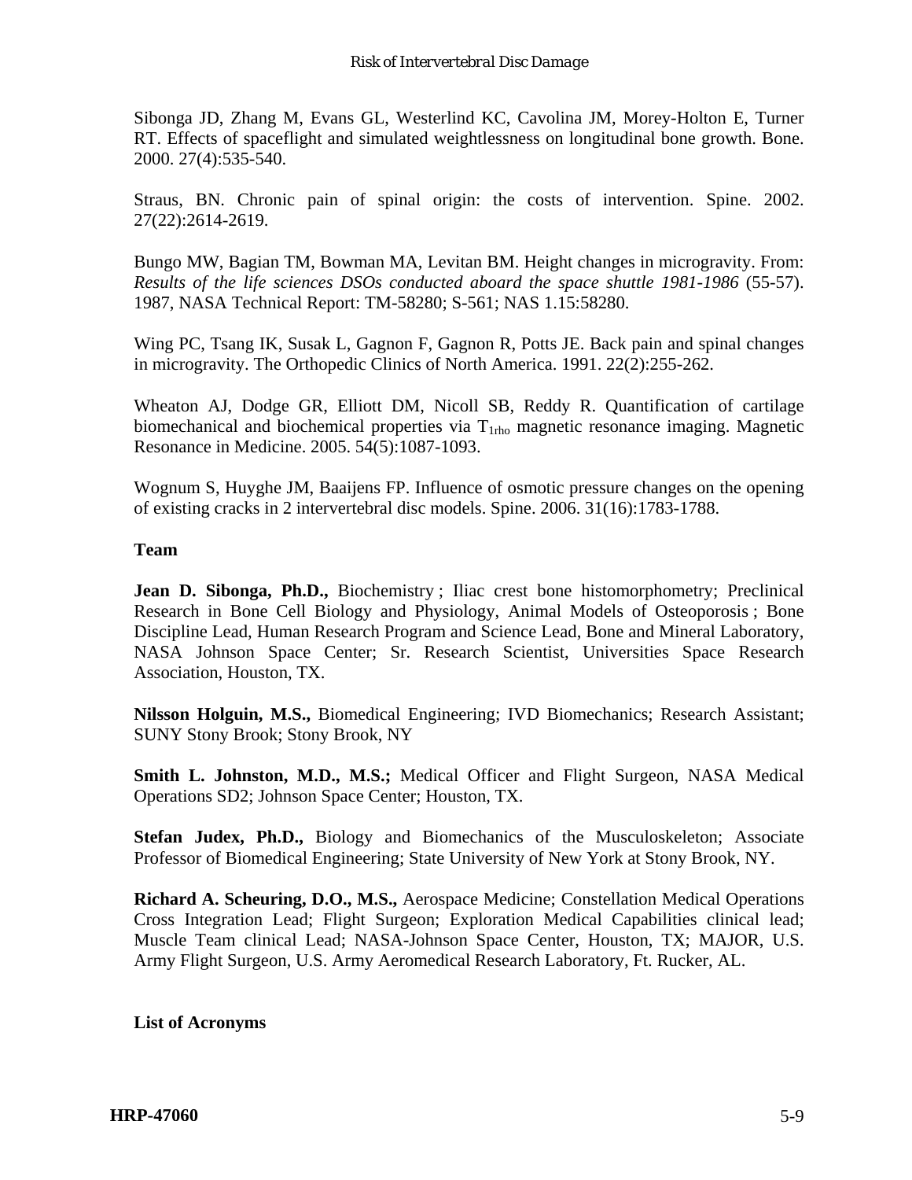Sibonga JD, Zhang M, Evans GL, Westerlind KC, Cavolina JM, Morey-Holton E, Turner RT. Effects of spaceflight and simulated weightlessness on longitudinal bone growth. Bone. 2000. 27(4):535-540.

Straus, BN. Chronic pain of spinal origin: the costs of intervention. Spine. 2002. 27(22):2614-2619.

Bungo MW, Bagian TM, Bowman MA, Levitan BM. Height changes in microgravity. From: *Results of the life sciences DSOs conducted aboard the space shuttle 1981-1986* (55-57). 1987, NASA Technical Report: TM-58280; S-561; NAS 1.15:58280.

Wing PC, Tsang IK, Susak L, Gagnon F, Gagnon R, Potts JE. Back pain and spinal changes in microgravity. The Orthopedic Clinics of North America. 1991. 22(2):255-262.

Wheaton AJ, Dodge GR, Elliott DM, Nicoll SB, Reddy R. Quantification of cartilage biomechanical and biochemical properties via $T_{1rho}$ magnetic resonance imaging. Magnetic Resonance in Medicine. 2005. 54(5):1087-1093.

Wognum S, Huyghe JM, Baaijens FP. Influence of osmotic pressure changes on the opening of existing cracks in 2 intervertebral disc models. Spine. 2006. 31(16):1783-1788.

**Team**

**Jean D. Sibonga, Ph.D.,** Biochemistry ; Iliac crest bone histomorphometry; Preclinical Research in Bone Cell Biology and Physiology, Animal Models of Osteoporosis ; Bone Discipline Lead, Human Research Program and Science Lead, Bone and Mineral Laboratory, NASA Johnson Space Center; Sr. Research Scientist, Universities Space Research Association, Houston, TX.

**Nilsson Holguin, M.S.,** Biomedical Engineering; IVD Biomechanics; Research Assistant; SUNY Stony Brook; Stony Brook, NY

**Smith L. Johnston, M.D., M.S.;** Medical Officer and Flight Surgeon, NASA Medical Operations SD2; Johnson Space Center; Houston, TX.

**Stefan Judex, Ph.D.,** Biology and Biomechanics of the Musculoskeleton; Associate Professor of Biomedical Engineering; State University of New York at Stony Brook, NY.

**Richard A. Scheuring, D.O., M.S.,** Aerospace Medicine; Constellation Medical Operations Cross Integration Lead; Flight Surgeon; Exploration Medical Capabilities clinical lead; Muscle Team clinical Lead; NASA-Johnson Space Center, Houston, TX; MAJOR, U.S. Army Flight Surgeon, U.S. Army Aeromedical Research Laboratory, Ft. Rucker, AL.

**List of Acronyms**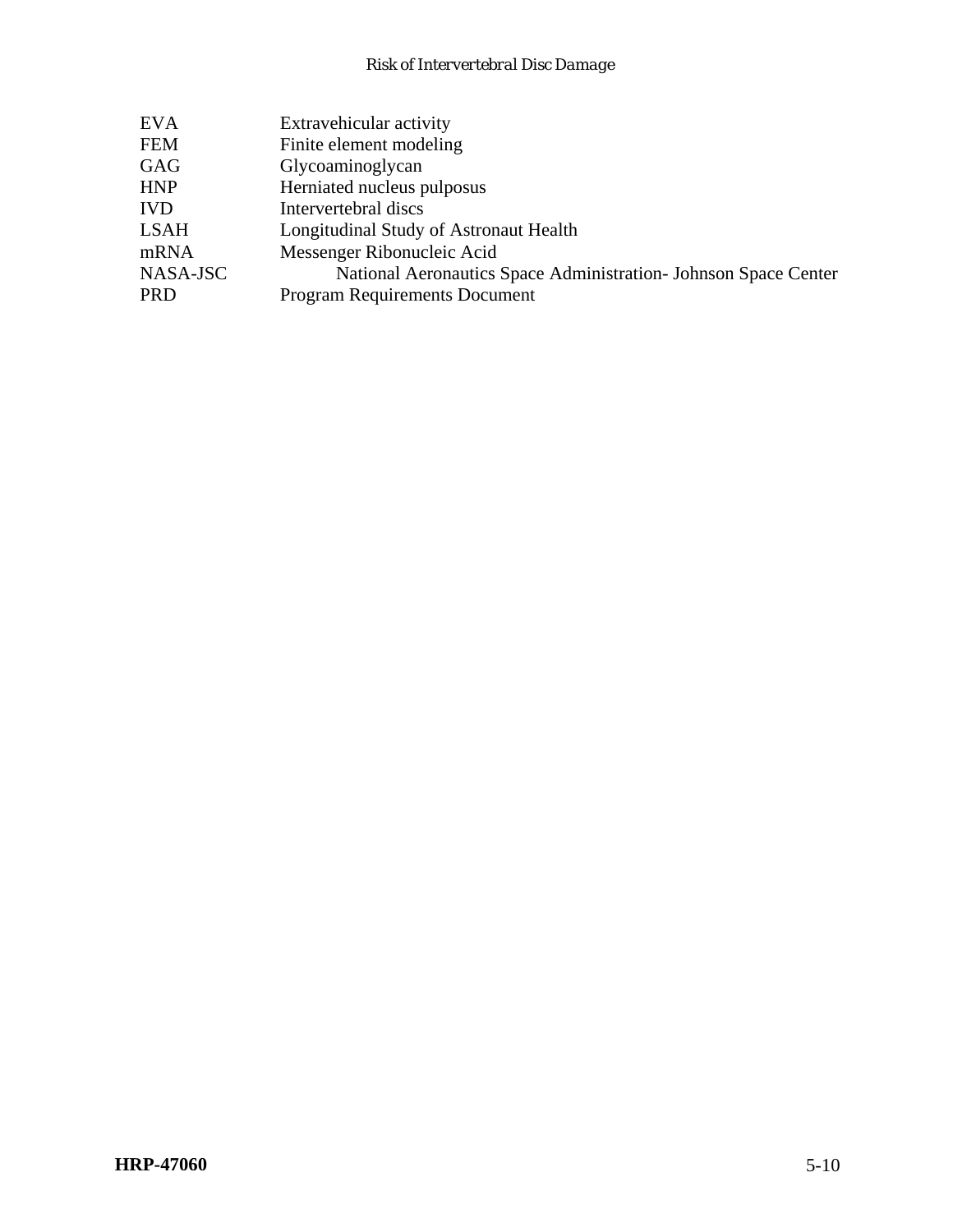| | |
|---|---|
| EVA | Extravehicular activity |
| FEM | Finite element modeling |
| GAG | Glycoaminoglycan |
| HNP | Herniated nucleus pulposus |
| IVD | Intervertebral discs |
| LSAH | Longitudinal Study of Astronaut Health |
| mRNA | Messenger Ribonucleic Acid |
| NASA-JSC | National Aeronautics Space Administration- Johnson Space Center |
| PRD | Program Requirements Document |